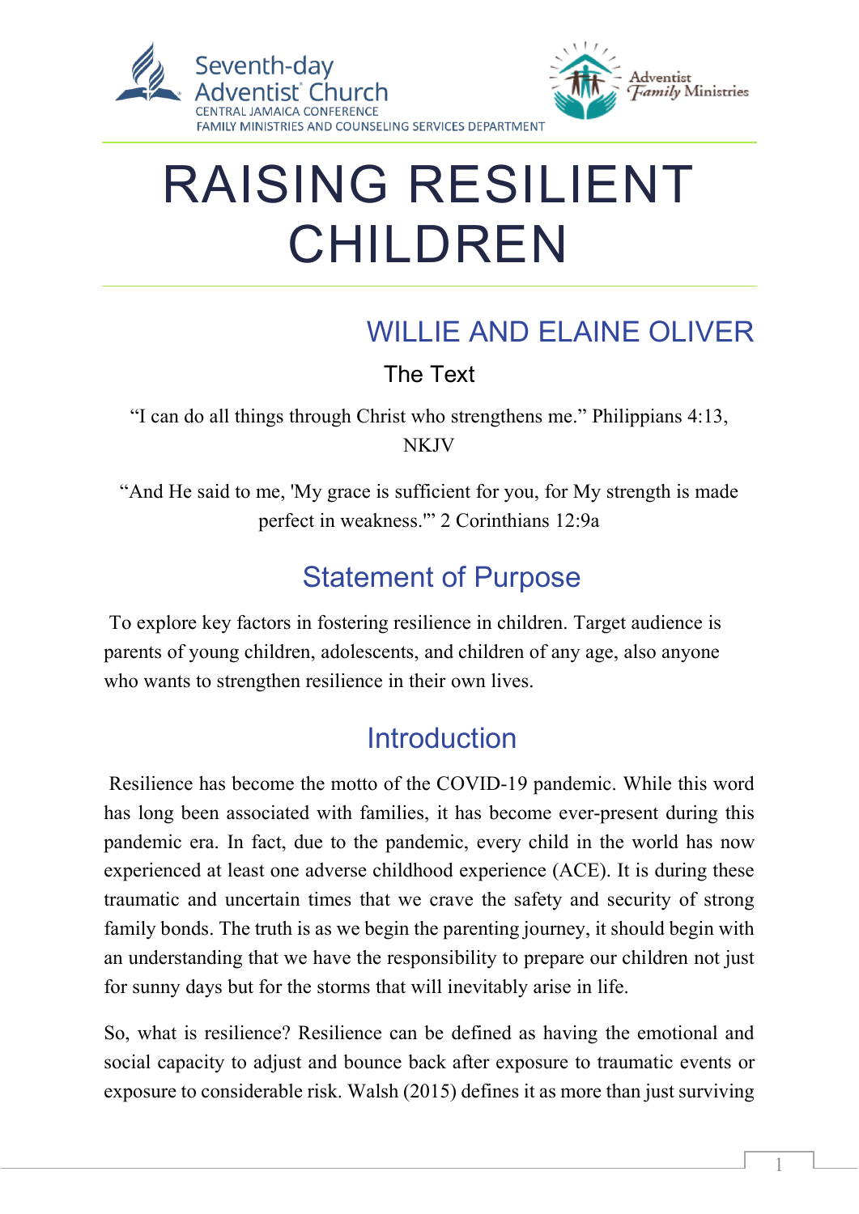Seventh-day Adventist Church
CENTRAL JAMAICA CONFERENCE
FAMILY MINISTRIES AND COUNSELING SERVICES DEPARTMENT

Adventist Family Ministries

# RAISING RESILIENT CHILDREN

## WILLIE AND ELAINE OLIVER

### The Text

"I can do all things through Christ who strengthens me." Philippians 4:13, NKJV

"And He said to me, 'My grace is sufficient for you, for My strength is made perfect in weakness.'" 2 Corinthians 12:9a

## Statement of Purpose

To explore key factors in fostering resilience in children. Target audience is parents of young children, adolescents, and children of any age, also anyone who wants to strengthen resilience in their own lives.

## Introduction

Resilience has become the motto of the COVID-19 pandemic. While this word has long been associated with families, it has become ever-present during this pandemic era. In fact, due to the pandemic, every child in the world has now experienced at least one adverse childhood experience (ACE). It is during these traumatic and uncertain times that we crave the safety and security of strong family bonds. The truth is as we begin the parenting journey, it should begin with an understanding that we have the responsibility to prepare our children not just for sunny days but for the storms that will inevitably arise in life.

So, what is resilience? Resilience can be defined as having the emotional and social capacity to adjust and bounce back after exposure to traumatic events or exposure to considerable risk. Walsh (2015) defines it as more than just surviving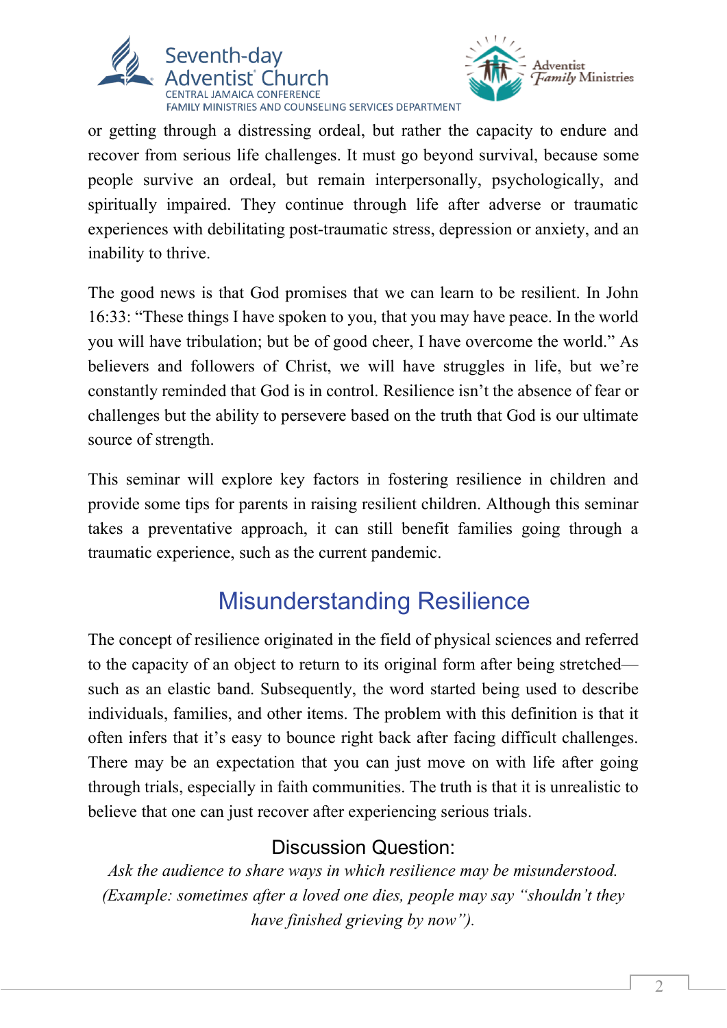or getting through a distressing ordeal, but rather the capacity to endure and recover from serious life challenges. It must go beyond survival, because some people survive an ordeal, but remain interpersonally, psychologically, and spiritually impaired. They continue through life after adverse or traumatic experiences with debilitating post-traumatic stress, depression or anxiety, and an inability to thrive.

The good news is that God promises that we can learn to be resilient. In John 16:33: "These things I have spoken to you, that you may have peace. In the world you will have tribulation; but be of good cheer, I have overcome the world." As believers and followers of Christ, we will have struggles in life, but we're constantly reminded that God is in control. Resilience isn't the absence of fear or challenges but the ability to persevere based on the truth that God is our ultimate source of strength.

This seminar will explore key factors in fostering resilience in children and provide some tips for parents in raising resilient children. Although this seminar takes a preventative approach, it can still benefit families going through a traumatic experience, such as the current pandemic.

## Misunderstanding Resilience

The concept of resilience originated in the field of physical sciences and referred to the capacity of an object to return to its original form after being stretched—such as an elastic band. Subsequently, the word started being used to describe individuals, families, and other items. The problem with this definition is that it often infers that it's easy to bounce right back after facing difficult challenges. There may be an expectation that you can just move on with life after going through trials, especially in faith communities. The truth is that it is unrealistic to believe that one can just recover after experiencing serious trials.

### Discussion Question:

*Ask the audience to share ways in which resilience may be misunderstood. (Example: sometimes after a loved one dies, people may say "shouldn't they have finished grieving by now").*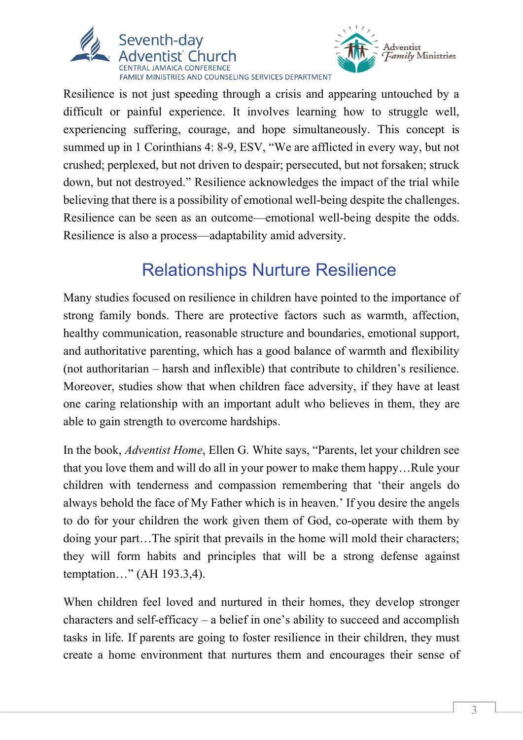Resilience is not just speeding through a crisis and appearing untouched by a difficult or painful experience. It involves learning how to struggle well, experiencing suffering, courage, and hope simultaneously. This concept is summed up in 1 Corinthians 4: 8-9, ESV, "We are afflicted in every way, but not crushed; perplexed, but not driven to despair; persecuted, but not forsaken; struck down, but not destroyed." Resilience acknowledges the impact of the trial while believing that there is a possibility of emotional well-being despite the challenges. Resilience can be seen as an outcome—emotional well-being despite the odds. Resilience is also a process—adaptability amid adversity.

## Relationships Nurture Resilience

Many studies focused on resilience in children have pointed to the importance of strong family bonds. There are protective factors such as warmth, affection, healthy communication, reasonable structure and boundaries, emotional support, and authoritative parenting, which has a good balance of warmth and flexibility (not authoritarian – harsh and inflexible) that contribute to children's resilience. Moreover, studies show that when children face adversity, if they have at least one caring relationship with an important adult who believes in them, they are able to gain strength to overcome hardships.

In the book, *Adventist Home*, Ellen G. White says, "Parents, let your children see that you love them and will do all in your power to make them happy…Rule your children with tenderness and compassion remembering that 'their angels do always behold the face of My Father which is in heaven.' If you desire the angels to do for your children the work given them of God, co-operate with them by doing your part…The spirit that prevails in the home will mold their characters; they will form habits and principles that will be a strong defense against temptation…" (AH 193.3,4).

When children feel loved and nurtured in their homes, they develop stronger characters and self-efficacy – a belief in one's ability to succeed and accomplish tasks in life. If parents are going to foster resilience in their children, they must create a home environment that nurtures them and encourages their sense of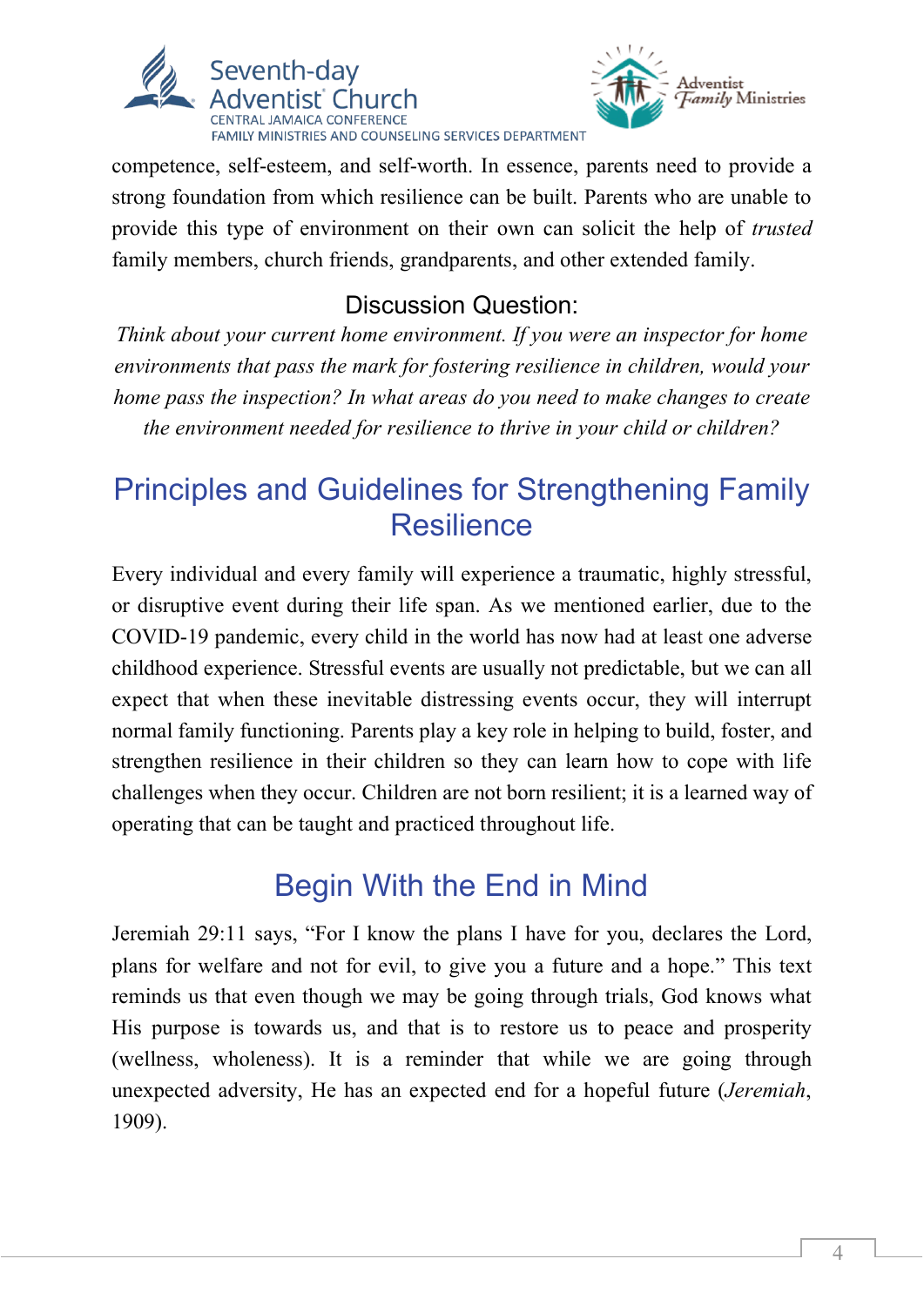competence, self-esteem, and self-worth. In essence, parents need to provide a strong foundation from which resilience can be built. Parents who are unable to provide this type of environment on their own can solicit the help of *trusted* family members, church friends, grandparents, and other extended family.

### Discussion Question:

*Think about your current home environment. If you were an inspector for home environments that pass the mark for fostering resilience in children, would your home pass the inspection? In what areas do you need to make changes to create the environment needed for resilience to thrive in your child or children?*

## Principles and Guidelines for Strengthening Family Resilience

Every individual and every family will experience a traumatic, highly stressful, or disruptive event during their life span. As we mentioned earlier, due to the COVID-19 pandemic, every child in the world has now had at least one adverse childhood experience. Stressful events are usually not predictable, but we can all expect that when these inevitable distressing events occur, they will interrupt normal family functioning. Parents play a key role in helping to build, foster, and strengthen resilience in their children so they can learn how to cope with life challenges when they occur. Children are not born resilient; it is a learned way of operating that can be taught and practiced throughout life.

## Begin With the End in Mind

Jeremiah 29:11 says, "For I know the plans I have for you, declares the Lord, plans for welfare and not for evil, to give you a future and a hope." This text reminds us that even though we may be going through trials, God knows what His purpose is towards us, and that is to restore us to peace and prosperity (wellness, wholeness). It is a reminder that while we are going through unexpected adversity, He has an expected end for a hopeful future (*Jeremiah*, 1909).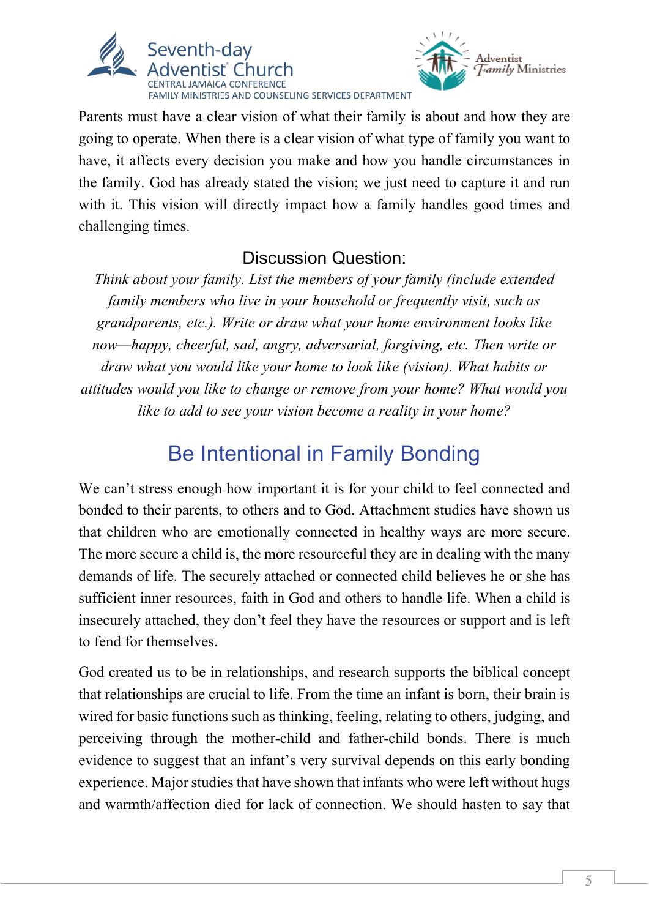Parents must have a clear vision of what their family is about and how they are going to operate. When there is a clear vision of what type of family you want to have, it affects every decision you make and how you handle circumstances in the family. God has already stated the vision; we just need to capture it and run with it. This vision will directly impact how a family handles good times and challenging times.

### Discussion Question:

*Think about your family. List the members of your family (include extended family members who live in your household or frequently visit, such as grandparents, etc.). Write or draw what your home environment looks like now—happy, cheerful, sad, angry, adversarial, forgiving, etc. Then write or draw what you would like your home to look like (vision). What habits or attitudes would you like to change or remove from your home? What would you like to add to see your vision become a reality in your home?*

## Be Intentional in Family Bonding

We can't stress enough how important it is for your child to feel connected and bonded to their parents, to others and to God. Attachment studies have shown us that children who are emotionally connected in healthy ways are more secure. The more secure a child is, the more resourceful they are in dealing with the many demands of life. The securely attached or connected child believes he or she has sufficient inner resources, faith in God and others to handle life. When a child is insecurely attached, they don't feel they have the resources or support and is left to fend for themselves.

God created us to be in relationships, and research supports the biblical concept that relationships are crucial to life. From the time an infant is born, their brain is wired for basic functions such as thinking, feeling, relating to others, judging, and perceiving through the mother-child and father-child bonds. There is much evidence to suggest that an infant's very survival depends on this early bonding experience. Major studies that have shown that infants who were left without hugs and warmth/affection died for lack of connection. We should hasten to say that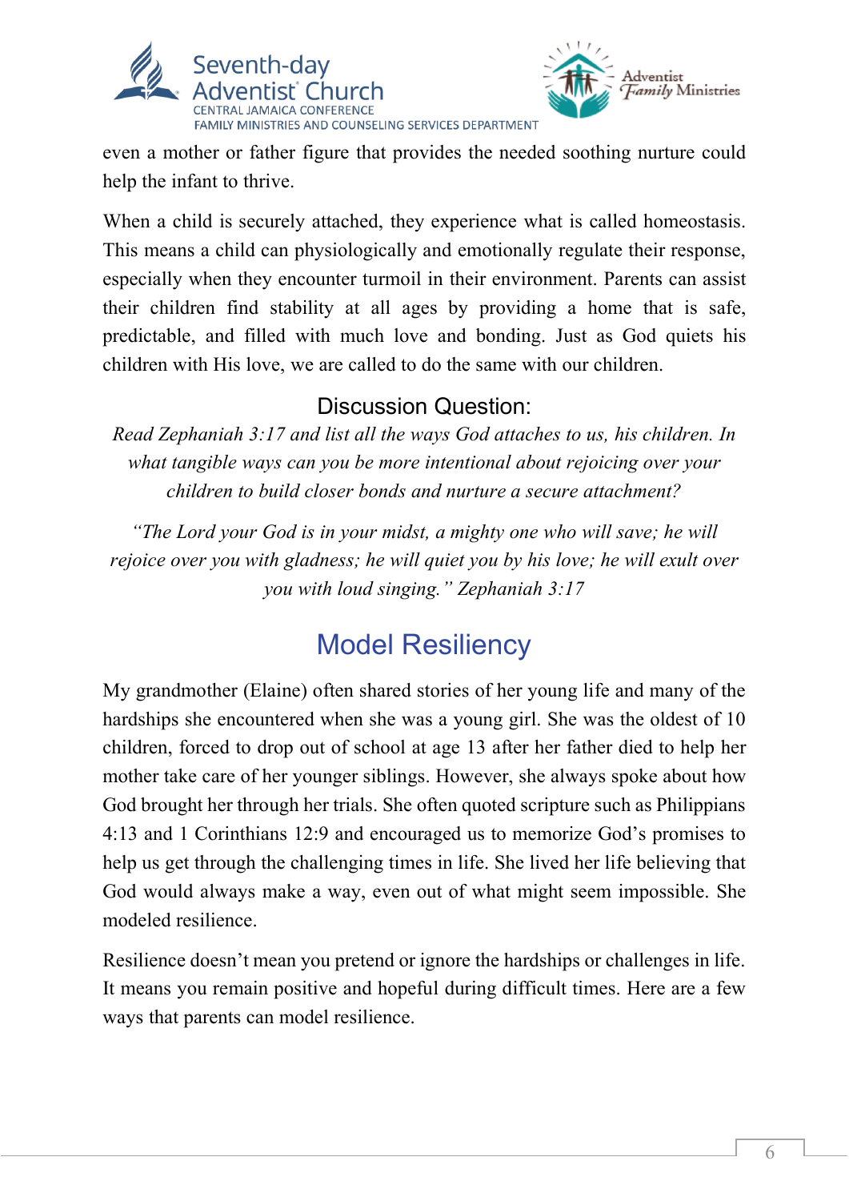even a mother or father figure that provides the needed soothing nurture could help the infant to thrive.

When a child is securely attached, they experience what is called homeostasis. This means a child can physiologically and emotionally regulate their response, especially when they encounter turmoil in their environment. Parents can assist their children find stability at all ages by providing a home that is safe, predictable, and filled with much love and bonding. Just as God quiets his children with His love, we are called to do the same with our children.

### Discussion Question:

*Read Zephaniah 3:17 and list all the ways God attaches to us, his children. In what tangible ways can you be more intentional about rejoicing over your children to build closer bonds and nurture a secure attachment?*

*"The Lord your God is in your midst, a mighty one who will save; he will rejoice over you with gladness; he will quiet you by his love; he will exult over you with loud singing." Zephaniah 3:17*

## Model Resiliency

My grandmother (Elaine) often shared stories of her young life and many of the hardships she encountered when she was a young girl. She was the oldest of 10 children, forced to drop out of school at age 13 after her father died to help her mother take care of her younger siblings. However, she always spoke about how God brought her through her trials. She often quoted scripture such as Philippians 4:13 and 1 Corinthians 12:9 and encouraged us to memorize God's promises to help us get through the challenging times in life. She lived her life believing that God would always make a way, even out of what might seem impossible. She modeled resilience.

Resilience doesn't mean you pretend or ignore the hardships or challenges in life. It means you remain positive and hopeful during difficult times. Here are a few ways that parents can model resilience.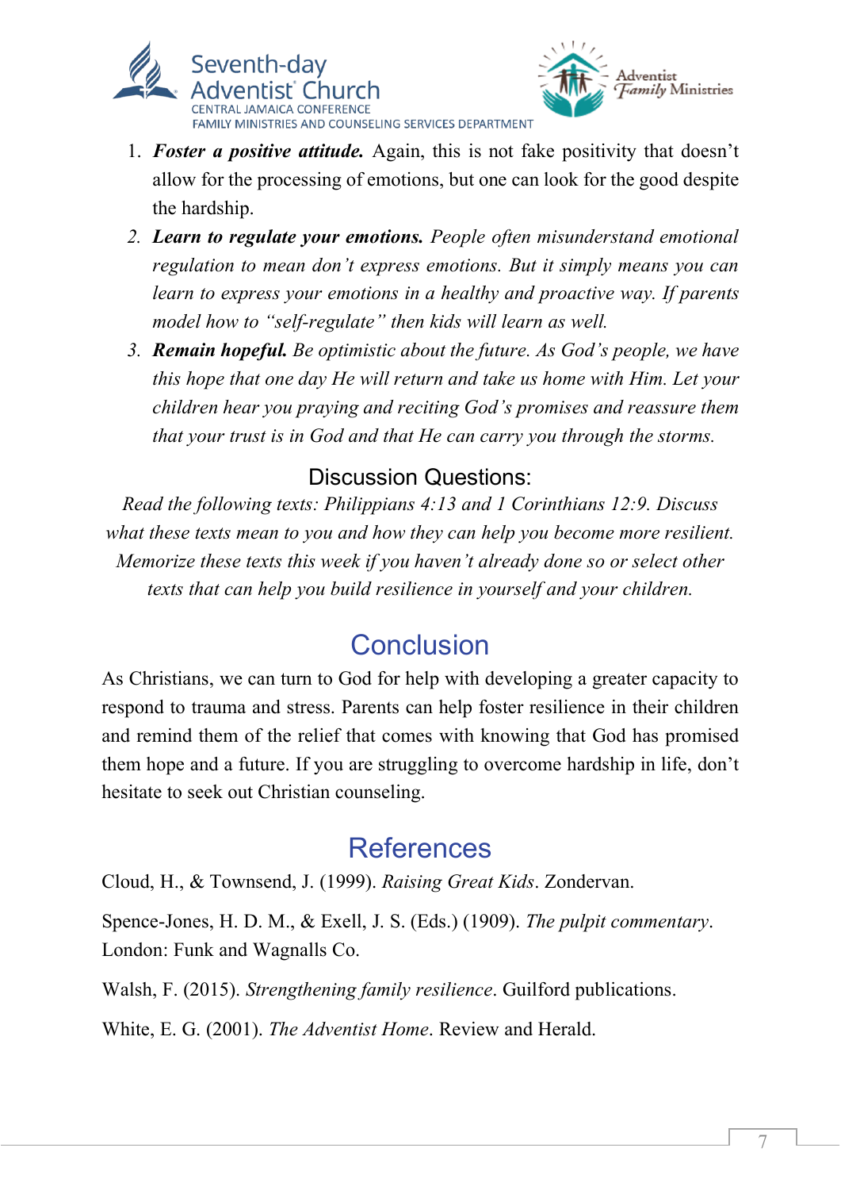1. ***Foster a positive attitude.*** Again, this is not fake positivity that doesn't allow for the processing of emotions, but one can look for the good despite the hardship.
2. ***Learn to regulate your emotions.*** *People often misunderstand emotional regulation to mean don't express emotions. But it simply means you can learn to express your emotions in a healthy and proactive way. If parents model how to "self-regulate" then kids will learn as well.*
3. ***Remain hopeful.*** *Be optimistic about the future. As God's people, we have this hope that one day He will return and take us home with Him. Let your children hear you praying and reciting God's promises and reassure them that your trust is in God and that He can carry you through the storms.*

### Discussion Questions:

*Read the following texts: Philippians 4:13 and 1 Corinthians 12:9. Discuss what these texts mean to you and how they can help you become more resilient. Memorize these texts this week if you haven't already done so or select other texts that can help you build resilience in yourself and your children.*

## Conclusion

As Christians, we can turn to God for help with developing a greater capacity to respond to trauma and stress. Parents can help foster resilience in their children and remind them of the relief that comes with knowing that God has promised them hope and a future. If you are struggling to overcome hardship in life, don't hesitate to seek out Christian counseling.

## References

Cloud, H., & Townsend, J. (1999). *Raising Great Kids*. Zondervan.

Spence-Jones, H. D. M., & Exell, J. S. (Eds.) (1909). *The pulpit commentary*. London: Funk and Wagnalls Co.

Walsh, F. (2015). *Strengthening family resilience*. Guilford publications.

White, E. G. (2001). *The Adventist Home*. Review and Herald.